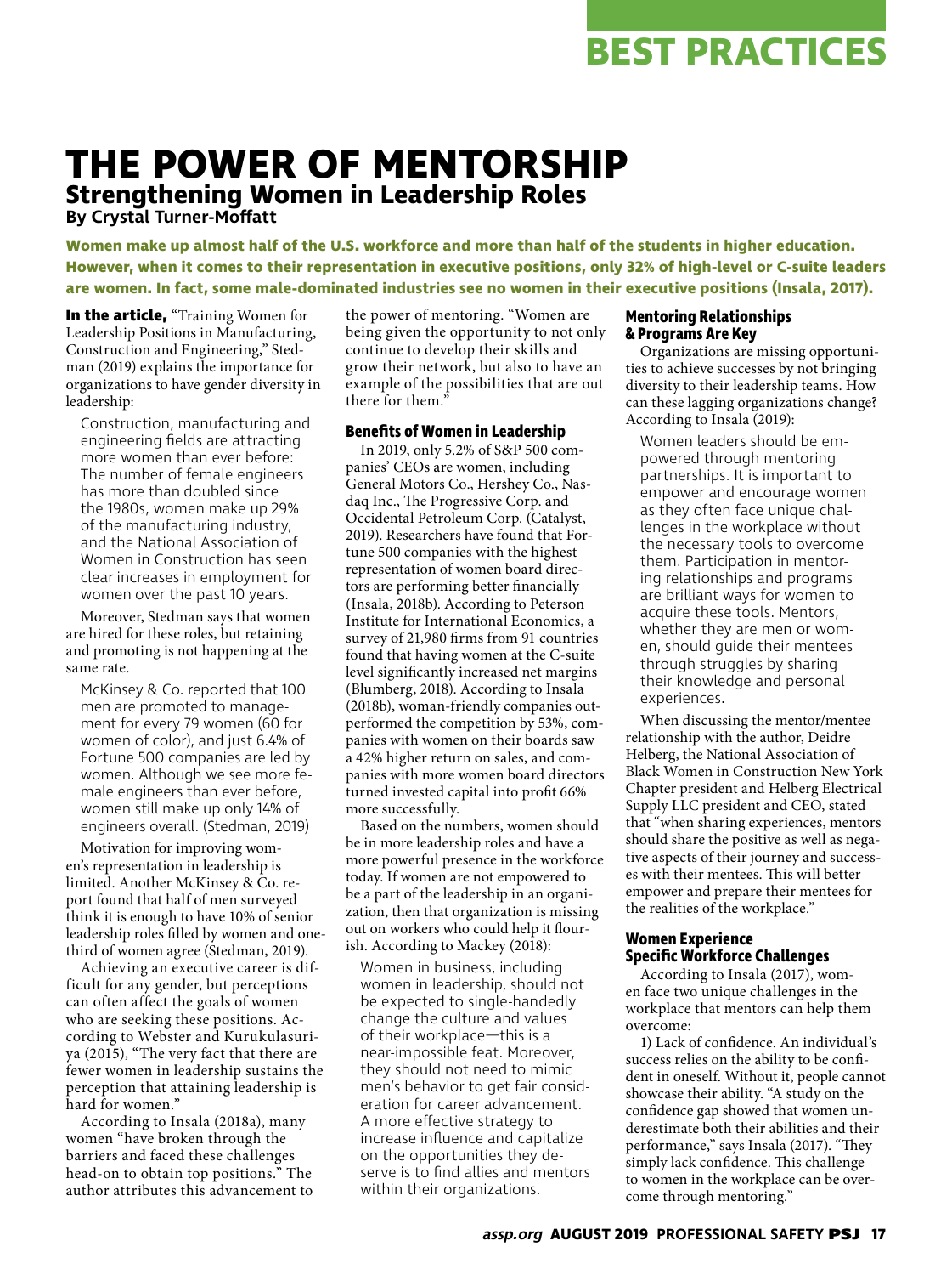# THE POWER OF MENTORSHIP

## Strengthening Women in Leadership Roles

**By Crystal Turner-Moffatt**

**Women make up almost half of the U.S. workforce and more than half of the students in higher education. However, when it comes to their representation in executive positions, only 32% of high-level or C-suite leaders are women. In fact, some male-dominated industries see no women in their executive positions (Insala, 2017).**

**In the article,** "Training Women for Leadership Positions in Manufacturing, Construction and Engineering," Stedman (2019) explains the importance for organizations to have gender diversity in leadership:

> Construction, manufacturing and engineering fields are attracting more women than ever before: The number of female engineers has more than doubled since the 1980s, women make up 29% of the manufacturing industry, and the National Association of Women in Construction has seen clear increases in employment for women over the past 10 years.

Moreover, Stedman says that women are hired for these roles, but retaining and promoting is not happening at the same rate.

> McKinsey & Co. reported that 100 men are promoted to management for every 79 women (60 for women of color), and just 6.4% of Fortune 500 companies are led by women. Although we see more female engineers than ever before, women still make up only 14% of engineers overall. (Stedman, 2019)

Motivation for improving women's representation in leadership is limited. Another McKinsey & Co. report found that half of men surveyed think it is enough to have 10% of senior leadership roles filled by women and one-third of women agree (Stedman, 2019).

Achieving an executive career is difficult for any gender, but perceptions can often affect the goals of women who are seeking these positions. According to Webster and Kurukulasuriya (2015), "The very fact that there are fewer women in leadership sustains the perception that attaining leadership is hard for women."

According to Insala (2018a), many women "have broken through the barriers and faced these challenges head-on to obtain top positions." The author attributes this advancement to the power of mentoring. "Women are being given the opportunity to not only continue to develop their skills and grow their network, but also to have an example of the possibilities that are out there for them."

### Benefits of Women in Leadership

In 2019, only 5.2% of S&P 500 companies' CEOs are women, including General Motors Co., Hershey Co., Nasdaq Inc., The Progressive Corp. and Occidental Petroleum Corp. (Catalyst, 2019). Researchers have found that Fortune 500 companies with the highest representation of women board directors are performing better financially (Insala, 2018b). According to Peterson Institute for International Economics, a survey of 21,980 firms from 91 countries found that having women at the C-suite level significantly increased net margins (Blumberg, 2018). According to Insala (2018b), woman-friendly companies outperformed the competition by 53%, companies with women on their boards saw a 42% higher return on sales, and companies with more women board directors turned invested capital into profit 66% more successfully.

Based on the numbers, women should be in more leadership roles and have a more powerful presence in the workforce today. If women are not empowered to be a part of the leadership in an organization, then that organization is missing out on workers who could help it flourish. According to Mackey (2018):

> Women in business, including women in leadership, should not be expected to single-handedly change the culture and values of their workplace—this is a near-impossible feat. Moreover, they should not need to mimic men's behavior to get fair consideration for career advancement. A more effective strategy to increase influence and capitalize on the opportunities they deserve is to find allies and mentors within their organizations.

### Mentoring Relationships & Programs Are Key

Organizations are missing opportunities to achieve successes by not bringing diversity to their leadership teams. How can these lagging organizations change? According to Insala (2019):

> Women leaders should be empowered through mentoring partnerships. It is important to empower and encourage women as they often face unique challenges in the workplace without the necessary tools to overcome them. Participation in mentoring relationships and programs are brilliant ways for women to acquire these tools. Mentors, whether they are men or women, should guide their mentees through struggles by sharing their knowledge and personal experiences.

When discussing the mentor/mentee relationship with the author, Deidre Helberg, the National Association of Black Women in Construction New York Chapter president and Helberg Electrical Supply LLC president and CEO, stated that "when sharing experiences, mentors should share the positive as well as negative aspects of their journey and successes with their mentees. This will better empower and prepare their mentees for the realities of the workplace."

### Women Experience Specific Workforce Challenges

According to Insala (2017), women face two unique challenges in the workplace that mentors can help them overcome:

1) Lack of confidence. An individual's success relies on the ability to be confident in oneself. Without it, people cannot showcase their ability. "A study on the confidence gap showed that women underestimate both their abilities and their performance," says Insala (2017). "They simply lack confidence. This challenge to women in the workplace can be overcome through mentoring."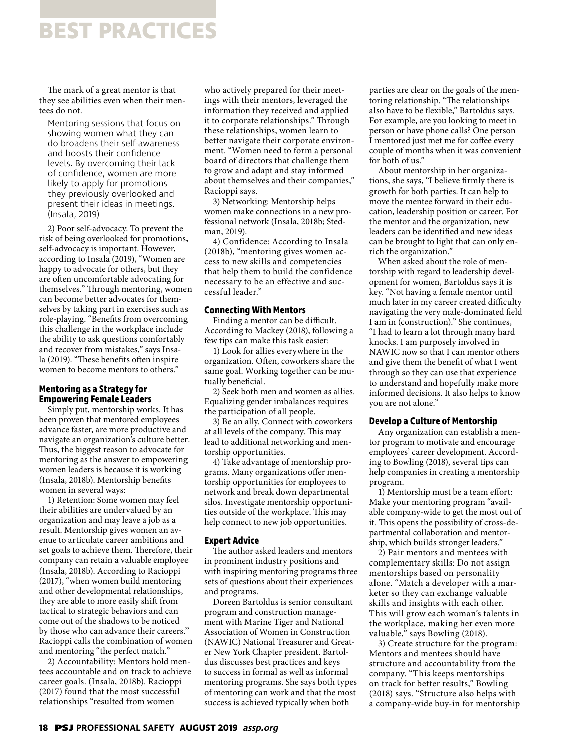The mark of a great mentor is that they see abilities even when their mentees do not.

> Mentoring sessions that focus on showing women what they can do broadens their self-awareness and boosts their confidence levels. By overcoming their lack of confidence, women are more likely to apply for promotions they previously overlooked and present their ideas in meetings. (Insala, 2019)

2) Poor self-advocacy. To prevent the risk of being overlooked for promotions, self-advocacy is important. However, according to Insala (2019), "Women are happy to advocate for others, but they are often uncomfortable advocating for themselves." Through mentoring, women can become better advocates for themselves by taking part in exercises such as role-playing. "Benefits from overcoming this challenge in the workplace include the ability to ask questions comfortably and recover from mistakes," says Insala (2019). "These benefits often inspire women to become mentors to others."

### Mentoring as a Strategy for Empowering Female Leaders

Simply put, mentorship works. It has been proven that mentored employees advance faster, are more productive and navigate an organization's culture better. Thus, the biggest reason to advocate for mentoring as the answer to empowering women leaders is because it is working (Insala, 2018b). Mentorship benefits women in several ways:

1) Retention: Some women may feel their abilities are undervalued by an organization and may leave a job as a result. Mentorship gives women an avenue to articulate career ambitions and set goals to achieve them. Therefore, their company can retain a valuable employee (Insala, 2018b). According to Racioppi (2017), "when women build mentoring and other developmental relationships, they are able to more easily shift from tactical to strategic behaviors and can come out of the shadows to be noticed by those who can advance their careers." Racioppi calls the combination of women and mentoring "the perfect match."

2) Accountability: Mentors hold mentees accountable and on track to achieve career goals. (Insala, 2018b). Racioppi (2017) found that the most successful relationships "resulted from women who actively prepared for their meetings with their mentors, leveraged the information they received and applied it to corporate relationships." Through these relationships, women learn to better navigate their corporate environment. "Women need to form a personal board of directors that challenge them to grow and adapt and stay informed about themselves and their companies," Racioppi says.

3) Networking: Mentorship helps women make connections in a new professional network (Insala, 2018b; Stedman, 2019).

4) Confidence: According to Insala (2018b), "mentoring gives women access to new skills and competencies that help them to build the confidence necessary to be an effective and successful leader."

### Connecting With Mentors

Finding a mentor can be difficult. According to Mackey (2018), following a few tips can make this task easier:

1) Look for allies everywhere in the organization. Often, coworkers share the same goal. Working together can be mutually beneficial.

2) Seek both men and women as allies. Equalizing gender imbalances requires the participation of all people.

3) Be an ally. Connect with coworkers at all levels of the company. This may lead to additional networking and mentorship opportunities.

4) Take advantage of mentorship programs. Many organizations offer mentorship opportunities for employees to network and break down departmental silos. Investigate mentorship opportunities outside of the workplace. This may help connect to new job opportunities.

### Expert Advice

The author asked leaders and mentors in prominent industry positions and with inspiring mentoring programs three sets of questions about their experiences and programs.

Doreen Bartoldus is senior consultant program and construction management with Marine Tiger and National Association of Women in Construction (NAWIC) National Treasurer and Greater New York Chapter president. Bartoldus discusses best practices and keys to success in formal as well as informal mentoring programs. She says both types of mentoring can work and that the most success is achieved typically when both parties are clear on the goals of the mentoring relationship. "The relationships also have to be flexible," Bartoldus says. For example, are you looking to meet in person or have phone calls? One person I mentored just met me for coffee every couple of months when it was convenient for both of us."

About mentorship in her organizations, she says, "I believe firmly there is growth for both parties. It can help to move the mentee forward in their education, leadership position or career. For the mentor and the organization, new leaders can be identified and new ideas can be brought to light that can only enrich the organization."

When asked about the role of mentorship with regard to leadership development for women, Bartoldus says it is key. "Not having a female mentor until much later in my career created difficulty navigating the very male-dominated field I am in (construction)." She continues, "I had to learn a lot through many hard knocks. I am purposely involved in NAWIC now so that I can mentor others and give them the benefit of what I went through so they can use that experience to understand and hopefully make more informed decisions. It also helps to know you are not alone."

### Develop a Culture of Mentorship

Any organization can establish a mentor program to motivate and encourage employees' career development. According to Bowling (2018), several tips can help companies in creating a mentorship program.

1) Mentorship must be a team effort: Make your mentoring program "available company-wide to get the most out of it. This opens the possibility of cross-departmental collaboration and mentorship, which builds stronger leaders."

2) Pair mentors and mentees with complementary skills: Do not assign mentorships based on personality alone. "Match a developer with a marketer so they can exchange valuable skills and insights with each other. This will grow each woman's talents in the workplace, making her even more valuable," says Bowling (2018).

3) Create structure for the program: Mentors and mentees should have structure and accountability from the company. "This keeps mentorships on track for better results," Bowling (2018) says. "Structure also helps with a company-wide buy-in for mentorship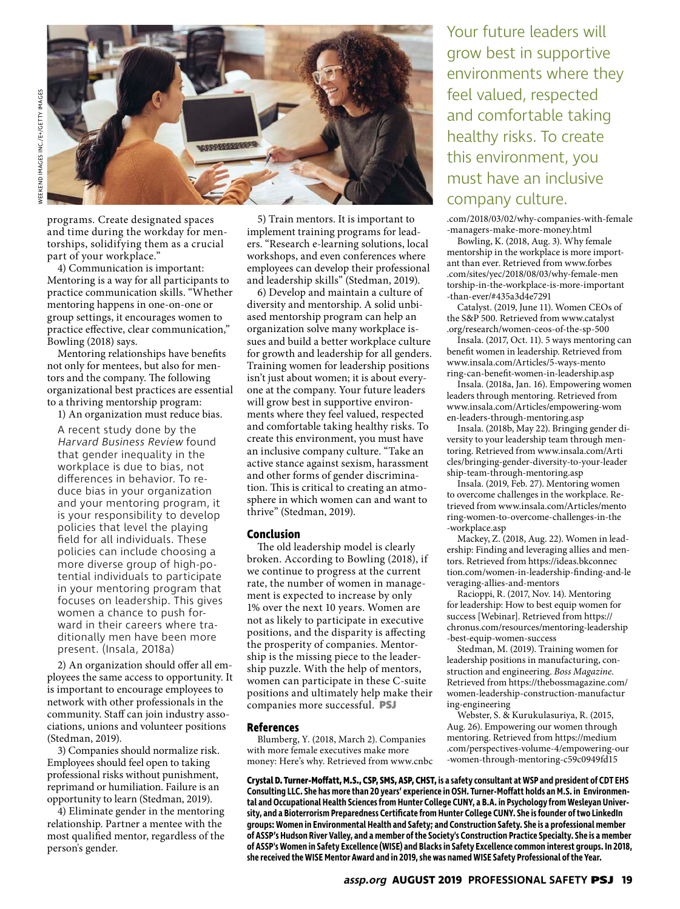programs. Create designated spaces and time during the workday for mentorships, solidifying them as a crucial part of your workplace."

4) Communication is important: Mentoring is a way for all participants to practice communication skills. "Whether mentoring happens in one-on-one or group settings, it encourages women to practice effective, clear communication," Bowling (2018) says.

Mentoring relationships have benefits not only for mentees, but also for mentors and the company. The following organizational best practices are essential to a thriving mentorship program:

1) An organization must reduce bias.

> A recent study done by the *Harvard Business Review* found that gender inequality in the workplace is due to bias, not differences in behavior. To reduce bias in your organization and your mentoring program, it is your responsibility to develop policies that level the playing field for all individuals. These policies can include choosing a more diverse group of high-potential individuals to participate in your mentoring program that focuses on leadership. This gives women a chance to push forward in their careers where traditionally men have been more present. (Insala, 2018a)

2) An organization should offer all employees the same access to opportunity. It is important to encourage employees to network with other professionals in the community. Staff can join industry associations, unions and volunteer positions (Stedman, 2019).

3) Companies should normalize risk. Employees should feel open to taking professional risks without punishment, reprimand or humiliation. Failure is an opportunity to learn (Stedman, 2019).

4) Eliminate gender in the mentoring relationship. Partner a mentee with the most qualified mentor, regardless of the person's gender.

5) Train mentors. It is important to implement training programs for leaders. "Research e-learning solutions, local workshops, and even conferences where employees can develop their professional and leadership skills" (Stedman, 2019).

6) Develop and maintain a culture of diversity and mentorship. A solid unbiased mentorship program can help an organization solve many workplace issues and build a better workplace culture for growth and leadership for all genders. Training women for leadership positions isn't just about women; it is about everyone at the company. Your future leaders will grow best in supportive environments where they feel valued, respected and comfortable taking healthy risks. To create this environment, you must have an inclusive company culture. "Take an active stance against sexism, harassment and other forms of gender discrimination. This is critical to creating an atmosphere in which women can and want to thrive" (Stedman, 2019).

Your future leaders will grow best in supportive environments where they feel valued, respected and comfortable taking healthy risks. To create this environment, you must have an inclusive company culture.

### Conclusion

The old leadership model is clearly broken. According to Bowling (2018), if we continue to progress at the current rate, the number of women in management is expected to increase by only 1% over the next 10 years. Women are not as likely to participate in executive positions, and the disparity is affecting the prosperity of companies. Mentorship is the missing piece to the leadership puzzle. With the help of mentors, women can participate in these C-suite positions and ultimately help make their companies more successful. **PSJ**

### References

Blumberg, Y. (2018, March 2). Companies with more female executives make more money: Here's why. Retrieved from www.cnbc.com/2018/03/02/why-companies-with-female-managers-make-more-money.html

Bowling, K. (2018, Aug. 3). Why female mentorship in the workplace is more important than ever. Retrieved from www.forbes.com/sites/yec/2018/08/03/why-female-mentorship-in-the-workplace-is-more-important-than-ever/#435a3d4e7291

Catalyst. (2019, June 11). Women CEOs of the S&P 500. Retrieved from www.catalyst.org/research/women-ceos-of-the-sp-500

Insala. (2017, Oct. 11). 5 ways mentoring can benefit women in leadership. Retrieved from www.insala.com/Articles/5-ways-mentoring-can-benefit-women-in-leadership.asp

Insala. (2018a, Jan. 16). Empowering women leaders through mentoring. Retrieved from www.insala.com/Articles/empowering-women-leaders-through-mentoring.asp

Insala. (2018b, May 22). Bringing gender diversity to your leadership team through mentoring. Retrieved from www.insala.com/Articles/bringing-gender-diversity-to-your-leadership-team-through-mentoring.asp

Insala. (2019, Feb. 27). Mentoring women to overcome challenges in the workplace. Retrieved from www.insala.com/Articles/mentoring-women-to-overcome-challenges-in-the-workplace.asp

Mackey, Z. (2018, Aug. 22). Women in leadership: Finding and leveraging allies and mentors. Retrieved from https://ideas.bkconnection.com/women-in-leadership-finding-and-leveraging-allies-and-mentors

Racioppi, R. (2017, Nov. 14). Mentoring for leadership: How to best equip women for success [Webinar]. Retrieved from https://chronus.com/resources/mentoring-leadership-best-equip-women-success

Stedman, M. (2019). Training women for leadership positions in manufacturing, construction and engineering. *Boss Magazine*. Retrieved from https://thebossmagazine.com/women-leadership-construction-manufacturing-engineering

Webster, S. & Kurukulasuriya, R. (2015, Aug. 26). Empowering our women through mentoring. Retrieved from https://medium.com/perspectives-volume-4/empowering-our-women-through-mentoring-c59c0949fd15

**Crystal D. Turner-Moffatt, M.S., CSP, SMS, ASP, CHST, is a safety consultant at WSP and president of CDT EHS Consulting LLC. She has more than 20 years' experience in OSH. Turner-Moffatt holds an M.S. in Environmental and Occupational Health Sciences from Hunter College CUNY, a B.A. in Psychology from Wesleyan University, and a Bioterrorism Preparedness Certificate from Hunter College CUNY. She is founder of two LinkedIn groups: Women in Environmental Health and Safety; and Construction Safety. She is a professional member of ASSP's Hudson River Valley, and a member of the Society's Construction Practice Specialty. She is a member of ASSP's Women in Safety Excellence (WISE) and Blacks in Safety Excellence common interest groups. In 2018, she received the WISE Mentor Award and in 2019, she was named WISE Safety Professional of the Year.**